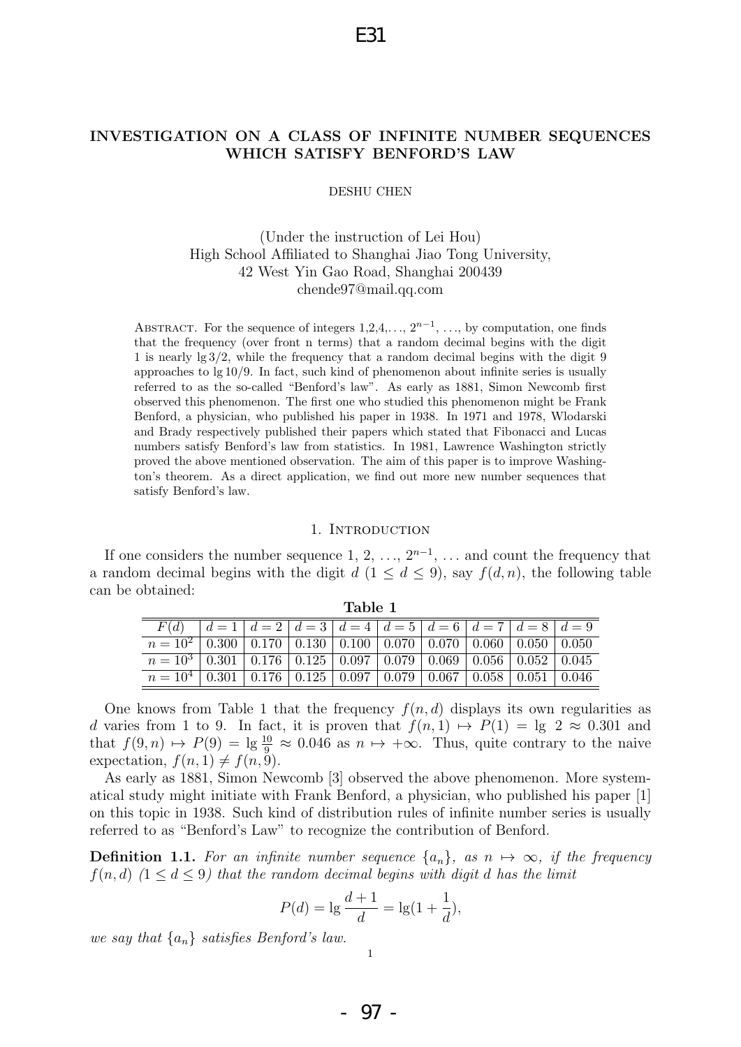# INVESTIGATION ON A CLASS OF INFINITE NUMBER SEQUENCES WHICH SATISFY BENFORD'S LAW

DESHU CHEN

(Under the instruction of Lei Hou)
High School Affiliated to Shanghai Jiao Tong University,
42 West Yin Gao Road, Shanghai 200439
chende97@mail.qq.com

Abstract. For the sequence of integers 1,2,4,..., $2^{n-1}$, ..., by computation, one finds that the frequency (over front n terms) that a random decimal begins with the digit 1 is nearly $\lg 3/2$, while the frequency that a random decimal begins with the digit 9 approaches to $\lg 10/9$. In fact, such kind of phenomenon about infinite series is usually referred to as the so-called "Benford's law". As early as 1881, Simon Newcomb first observed this phenomenon. The first one who studied this phenomenon might be Frank Benford, a physician, who published his paper in 1938. In 1971 and 1978, Wlodarski and Brady respectively published their papers which stated that Fibonacci and Lucas numbers satisfy Benford's law from statistics. In 1981, Lawrence Washington strictly proved the above mentioned observation. The aim of this paper is to improve Washington's theorem. As a direct application, we find out more new number sequences that satisfy Benford's law.

## 1. Introduction

If one considers the number sequence 1, 2, ..., $2^{n-1}$, ... and count the frequency that a random decimal begins with the digit $d$ ($1 \le d \le 9$), say $f(d, n)$, the following table can be obtained:

**Table 1**

| $F(d)$ | $d=1$ | $d=2$ | $d=3$ | $d=4$ | $d=5$ | $d=6$ | $d=7$ | $d=8$ | $d=9$ |
|---|---|---|---|---|---|---|---|---|---|
| $n=10^2$ | 0.300 | 0.170 | 0.130 | 0.100 | 0.070 | 0.070 | 0.060 | 0.050 | 0.050 |
| $n=10^3$ | 0.301 | 0.176 | 0.125 | 0.097 | 0.079 | 0.069 | 0.056 | 0.052 | 0.045 |
| $n=10^4$ | 0.301 | 0.176 | 0.125 | 0.097 | 0.079 | 0.067 | 0.058 | 0.051 | 0.046 |

One knows from Table 1 that the frequency $f(n,d)$ displays its own regularities as $d$ varies from 1 to 9. In fact, it is proven that $f(n,1) \mapsto P(1) = \lg\ 2 \approx 0.301$ and that $f(9,n) \mapsto P(9) = \lg \frac{10}{9} \approx 0.046$ as $n \mapsto +\infty$. Thus, quite contrary to the naive expectation, $f(n,1) \neq f(n,9)$.

As early as 1881, Simon Newcomb [3] observed the above phenomenon. More systematical study might initiate with Frank Benford, a physician, who published his paper [1] on this topic in 1938. Such kind of distribution rules of infinite number series is usually referred to as "Benford's Law" to recognize the contribution of Benford.

**Definition 1.1.** *For an infinite number sequence $\{a_n\}$, as $n \mapsto \infty$, if the frequency $f(n,d)$ ($1 \le d \le 9$) that the random decimal begins with digit $d$ has the limit*

$$P(d) = \lg \frac{d+1}{d} = \lg(1 + \frac{1}{d}),$$

*we say that $\{a_n\}$ satisfies Benford's law.*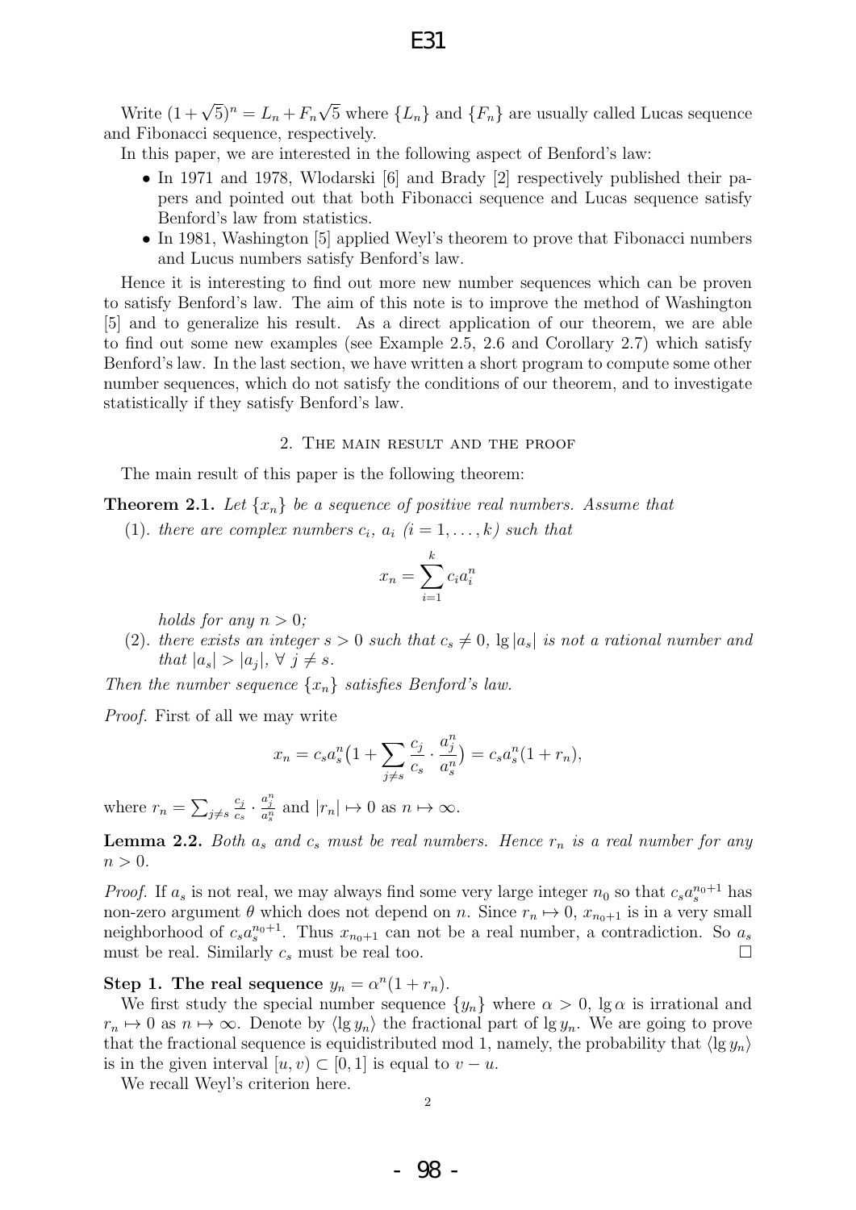Write $(1+\sqrt{5})^n = L_n + F_n\sqrt{5}$ where $\{L_n\}$ and $\{F_n\}$ are usually called Lucas sequence and Fibonacci sequence, respectively.

In this paper, we are interested in the following aspect of Benford's law:

- In 1971 and 1978, Wlodarski [6] and Brady [2] respectively published their papers and pointed out that both Fibonacci sequence and Lucas sequence satisfy Benford's law from statistics.
- In 1981, Washington [5] applied Weyl's theorem to prove that Fibonacci numbers and Lucus numbers satisfy Benford's law.

Hence it is interesting to find out more new number sequences which can be proven to satisfy Benford's law. The aim of this note is to improve the method of Washington [5] and to generalize his result. As a direct application of our theorem, we are able to find out some new examples (see Example 2.5, 2.6 and Corollary 2.7) which satisfy Benford's law. In the last section, we have written a short program to compute some other number sequences, which do not satisfy the conditions of our theorem, and to investigate statistically if they satisfy Benford's law.

## 2. The main result and the proof

The main result of this paper is the following theorem:

**Theorem 2.1.** *Let $\{x_n\}$ be a sequence of positive real numbers. Assume that*

(1). *there are complex numbers $c_i$, $a_i$ $(i = 1, \dots, k)$ such that*

$$x_n = \sum_{i=1}^{k} c_i a_i^n$$

*holds for any $n > 0$;*

(2). *there exists an integer $s > 0$ such that $c_s \neq 0$, $\lg |a_s|$ is not a rational number and that $|a_s| > |a_j|$, $\forall\ j \neq s$.*

*Then the number sequence $\{x_n\}$ satisfies Benford's law.*

*Proof.* First of all we may write

$$x_n = c_s a_s^n \big(1 + \sum_{j \neq s} \frac{c_j}{c_s} \cdot \frac{a_j^n}{a_s^n}\big) = c_s a_s^n (1 + r_n),$$

where $r_n = \sum_{j\neq s} \frac{c_j}{c_s} \cdot \frac{a_j^n}{a_s^n}$ and $|r_n| \mapsto 0$ as $n \mapsto \infty$.

**Lemma 2.2.** *Both $a_s$ and $c_s$ must be real numbers. Hence $r_n$ is a real number for any $n > 0$.*

*Proof.* If $a_s$ is not real, we may always find some very large integer $n_0$ so that $c_s a_s^{n_0+1}$ has non-zero argument $\theta$ which does not depend on $n$. Since $r_n \mapsto 0$, $x_{n_0+1}$ is in a very small neighborhood of $c_s a_s^{n_0+1}$. Thus $x_{n_0+1}$ can not be a real number, a contradiction. So $a_s$ must be real. Similarly $c_s$ must be real too. □

**Step 1. The real sequence $y_n = \alpha^n(1 + r_n)$.**

We first study the special number sequence $\{y_n\}$ where $\alpha > 0$, $\lg \alpha$ is irrational and $r_n \mapsto 0$ as $n \mapsto \infty$. Denote by $\langle \lg y_n \rangle$ the fractional part of $\lg y_n$. We are going to prove that the fractional sequence is equidistributed mod 1, namely, the probability that $\langle \lg y_n \rangle$ is in the given interval $[u, v) \subset [0, 1]$ is equal to $v - u$.

We recall Weyl's criterion here.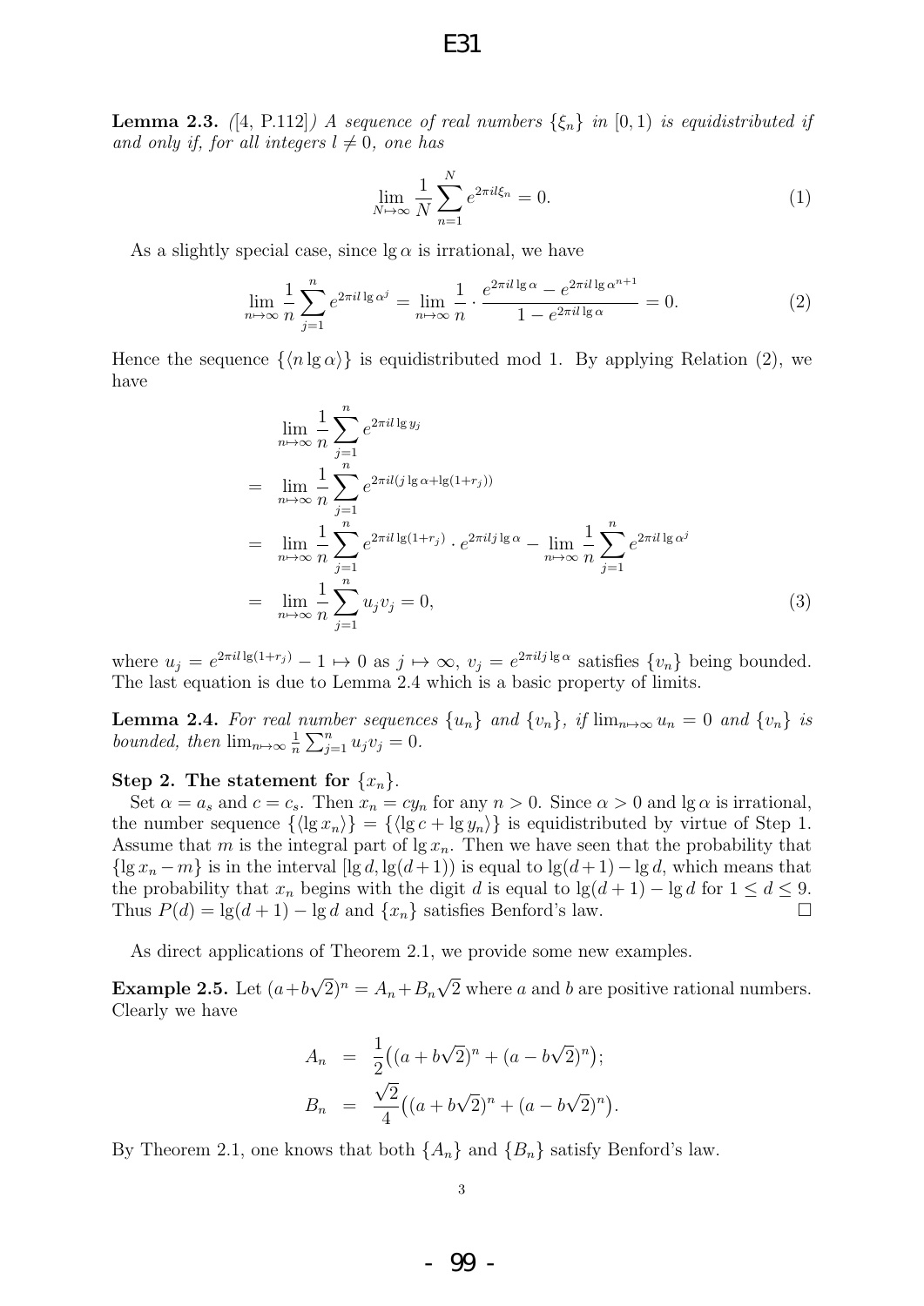**Lemma 2.3.** *([4, P.112]) A sequence of real numbers $\{\xi_n\}$ in $[0, 1)$ is equidistributed if and only if, for all integers $l \neq 0$, one has*

$$\lim_{N\mapsto\infty} \frac{1}{N}\sum_{n=1}^{N} e^{2\pi i l \xi_n} = 0. \tag{1}$$

As a slightly special case, since $\lg \alpha$ is irrational, we have

$$\lim_{n\mapsto\infty} \frac{1}{n}\sum_{j=1}^{n} e^{2\pi i l \lg \alpha^j} = \lim_{n\mapsto\infty} \frac{1}{n}\cdot \frac{e^{2\pi i l \lg \alpha} - e^{2\pi i l \lg \alpha^{n+1}}}{1 - e^{2\pi i l \lg \alpha}} = 0. \tag{2}$$

Hence the sequence $\{\langle n \lg \alpha\rangle\}$ is equidistributed mod 1. By applying Relation (2), we have

$$\begin{aligned}
& \lim_{n\mapsto\infty} \frac{1}{n}\sum_{j=1}^{n} e^{2\pi i l \lg y_j} \\
= \;& \lim_{n\mapsto\infty} \frac{1}{n}\sum_{j=1}^{n} e^{2\pi i l (j \lg \alpha + \lg(1+r_j))} \\
= \;& \lim_{n\mapsto\infty} \frac{1}{n}\sum_{j=1}^{n} e^{2\pi i l \lg(1+r_j)} \cdot e^{2\pi i l j \lg \alpha} - \lim_{n\mapsto\infty} \frac{1}{n}\sum_{j=1}^{n} e^{2\pi i l \lg \alpha^j} \\
= \;& \lim_{n\mapsto\infty} \frac{1}{n}\sum_{j=1}^{n} u_j v_j = 0,
\end{aligned} \tag{3}$$

where $u_j = e^{2\pi i l \lg(1+r_j)} - 1 \mapsto 0$ as $j \mapsto \infty$, $v_j = e^{2\pi i l j \lg \alpha}$ satisfies $\{v_n\}$ being bounded. The last equation is due to Lemma 2.4 which is a basic property of limits.

**Lemma 2.4.** *For real number sequences $\{u_n\}$ and $\{v_n\}$, if $\lim_{n\mapsto\infty} u_n = 0$ and $\{v_n\}$ is bounded, then $\lim_{n\mapsto\infty} \frac{1}{n}\sum_{j=1}^{n} u_j v_j = 0$.*

**Step 2. The statement for $\{x_n\}$.**

Set $\alpha = a_s$ and $c = c_s$. Then $x_n = c y_n$ for any $n > 0$. Since $\alpha > 0$ and $\lg \alpha$ is irrational, the number sequence $\{\langle \lg x_n \rangle\} = \{\langle \lg c + \lg y_n \rangle\}$ is equidistributed by virtue of Step 1. Assume that $m$ is the integral part of $\lg x_n$. Then we have seen that the probability that $\{\lg x_n - m\}$ is in the interval $[\lg d, \lg(d+1))$ is equal to $\lg(d+1) - \lg d$, which means that the probability that $x_n$ begins with the digit $d$ is equal to $\lg(d+1) - \lg d$ for $1 \leq d \leq 9$. Thus $P(d) = \lg(d+1) - \lg d$ and $\{x_n\}$ satisfies Benford's law. □

As direct applications of Theorem 2.1, we provide some new examples.

**Example 2.5.** Let $(a+b\sqrt{2})^n = A_n + B_n\sqrt{2}$ where $a$ and $b$ are positive rational numbers. Clearly we have

$$\begin{aligned}
A_n &= \frac{1}{2}\big((a+b\sqrt{2})^n + (a-b\sqrt{2})^n\big); \\
B_n &= \frac{\sqrt{2}}{4}\big((a+b\sqrt{2})^n + (a-b\sqrt{2})^n\big).
\end{aligned}$$

By Theorem 2.1, one knows that both $\{A_n\}$ and $\{B_n\}$ satisfy Benford's law.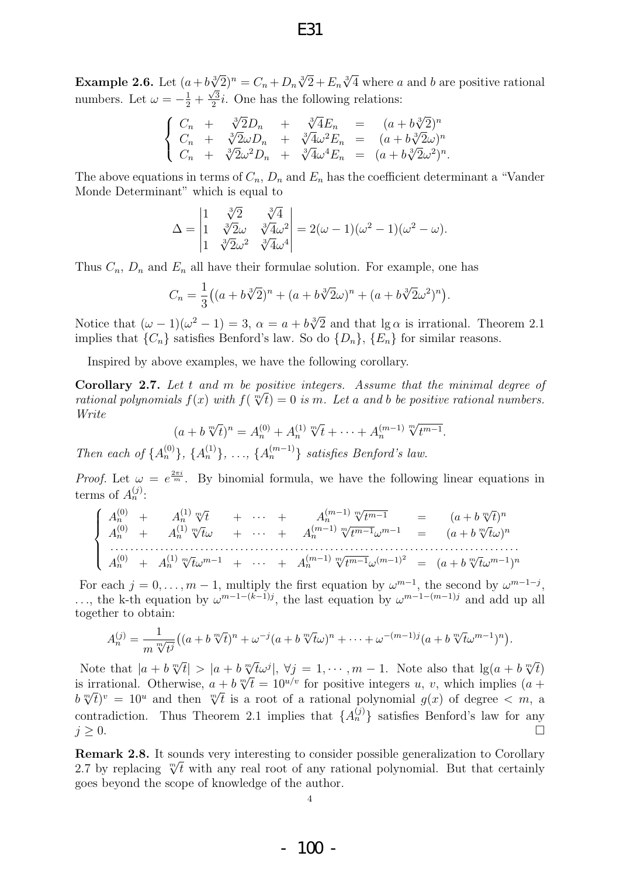**Example 2.6.** Let $(a+b\sqrt[3]{2})^n = C_n + D_n\sqrt[3]{2} + E_n\sqrt[3]{4}$ where $a$ and $b$ are positive rational numbers. Let $\omega = -\frac{1}{2} + \frac{\sqrt{3}}{2}i$. One has the following relations:

$$\begin{cases} C_n + \sqrt[3]{2}D_n + \sqrt[3]{4}E_n = (a+b\sqrt[3]{2})^n \\ C_n + \sqrt[3]{2}\omega D_n + \sqrt[3]{4}\omega^2 E_n = (a+b\sqrt[3]{2}\omega)^n \\ C_n + \sqrt[3]{2}\omega^2 D_n + \sqrt[3]{4}\omega^4 E_n = (a+b\sqrt[3]{2}\omega^2)^n. \end{cases}$$

The above equations in terms of $C_n$, $D_n$ and $E_n$ has the coefficient determinant a "Vander Monde Determinant" which is equal to

$$\Delta = \begin{vmatrix} 1 & \sqrt[3]{2} & \sqrt[3]{4} \\ 1 & \sqrt[3]{2}\omega & \sqrt[3]{4}\omega^2 \\ 1 & \sqrt[3]{2}\omega^2 & \sqrt[3]{4}\omega^4 \end{vmatrix} = 2(\omega-1)(\omega^2-1)(\omega^2-\omega).$$

Thus $C_n$, $D_n$ and $E_n$ all have their formulae solution. For example, one has

$$C_n = \frac{1}{3}\big((a+b\sqrt[3]{2})^n + (a+b\sqrt[3]{2}\omega)^n + (a+b\sqrt[3]{2}\omega^2)^n\big).$$

Notice that $(\omega-1)(\omega^2-1) = 3$, $\alpha = a+b\sqrt[3]{2}$ and that $\lg\alpha$ is irrational. Theorem 2.1 implies that $\{C_n\}$ satisfies Benford's law. So do $\{D_n\}$, $\{E_n\}$ for similar reasons.

Inspired by above examples, we have the following corollary.

**Corollary 2.7.** *Let $t$ and $m$ be positive integers. Assume that the minimal degree of rational polynomials $f(x)$ with $f(\sqrt[m]{t}) = 0$ is $m$. Let $a$ and $b$ be positive rational numbers. Write*

$$(a+b\sqrt[m]{t})^n = A_n^{(0)} + A_n^{(1)}\sqrt[m]{t} + \cdots + A_n^{(m-1)}\sqrt[m]{t^{m-1}}.$$

*Then each of $\{A_n^{(0)}\}$, $\{A_n^{(1)}\}$, $\ldots$, $\{A_n^{(m-1)}\}$ satisfies Benford's law.*

*Proof.* Let $\omega = e^{\frac{2\pi i}{m}}$. By binomial formula, we have the following linear equations in terms of $A_n^{(j)}$:

$$\begin{cases} A_n^{(0)} + A_n^{(1)}\sqrt[m]{t} + \cdots + A_n^{(m-1)}\sqrt[m]{t^{m-1}} = (a+b\sqrt[m]{t})^n \\ A_n^{(0)} + A_n^{(1)}\sqrt[m]{t}\omega + \cdots + A_n^{(m-1)}\sqrt[m]{t^{m-1}}\omega^{m-1} = (a+b\sqrt[m]{t}\omega)^n \\ \cdots\cdots\cdots\cdots\cdots\cdots\cdots\cdots\cdots\cdots\cdots\cdots \\ A_n^{(0)} + A_n^{(1)}\sqrt[m]{t}\omega^{m-1} + \cdots + A_n^{(m-1)}\sqrt[m]{t^{m-1}}\omega^{(m-1)^2} = (a+b\sqrt[m]{t}\omega^{m-1})^n \end{cases}$$

For each $j = 0, \ldots, m-1$, multiply the first equation by $\omega^{m-1}$, the second by $\omega^{m-1-j}$, $\ldots$, the k-th equation by $\omega^{m-1-(k-1)j}$, the last equation by $\omega^{m-1-(m-1)j}$ and add up all together to obtain:

$$A_n^{(j)} = \frac{1}{m\sqrt[m]{t^j}}\big((a+b\sqrt[m]{t})^n + \omega^{-j}(a+b\sqrt[m]{t}\omega)^n + \cdots + \omega^{-(m-1)j}(a+b\sqrt[m]{t}\omega^{m-1})^n\big).$$

Note that $|a+b\sqrt[m]{t}| > |a+b\sqrt[m]{t}\omega^j|$, $\forall j = 1, \cdots, m-1$. Note also that $\lg(a+b\sqrt[m]{t})$ is irrational. Otherwise, $a+b\sqrt[m]{t} = 10^{u/v}$ for positive integers $u$, $v$, which implies $(a+b\sqrt[m]{t})^v = 10^u$ and then $\sqrt[m]{t}$ is a root of a rational polynomial $g(x)$ of degree $< m$, a contradiction. Thus Theorem 2.1 implies that $\{A_n^{(j)}\}$ satisfies Benford's law for any $j \geq 0$. $\square$

**Remark 2.8.** It sounds very interesting to consider possible generalization to Corollary 2.7 by replacing $\sqrt[m]{t}$ with any real root of any rational polynomial. But that certainly goes beyond the scope of knowledge of the author.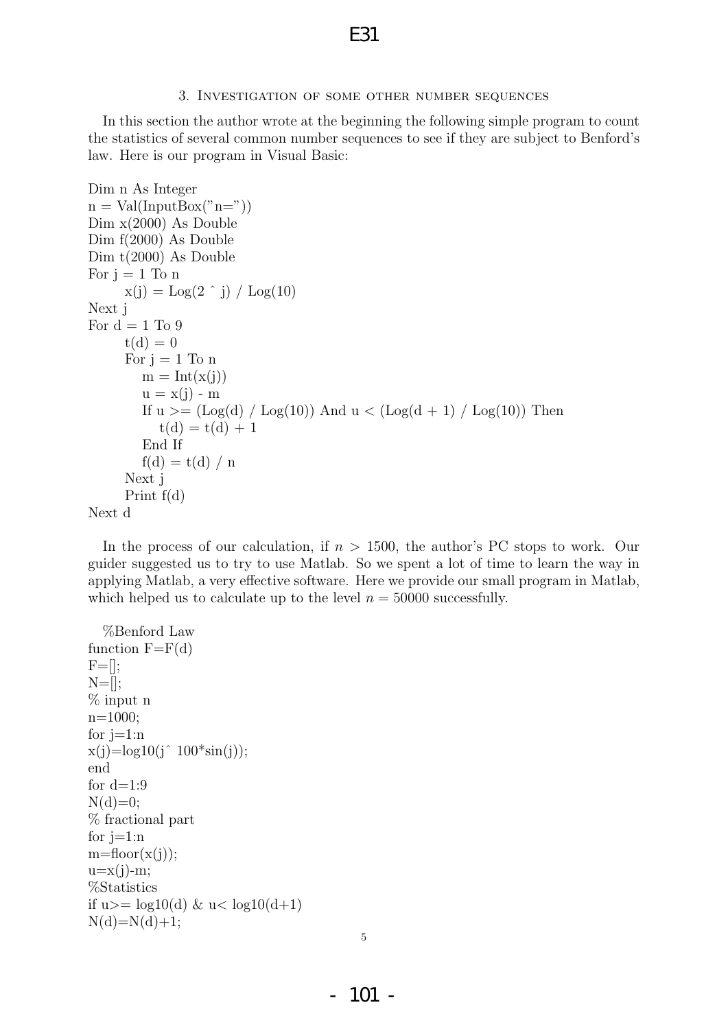### 3. Investigation of some other number sequences

In this section the author wrote at the beginning the following simple program to count the statistics of several common number sequences to see if they are subject to Benford's law. Here is our program in Visual Basic:

```
Dim n As Integer
n = Val(InputBox("n="))
Dim x(2000) As Double
Dim f(2000) As Double
Dim t(2000) As Double
For j = 1 To n
    x(j) = Log(2 ^ j) / Log(10)
Next j
For d = 1 To 9
    t(d) = 0
    For j = 1 To n
        m = Int(x(j))
        u = x(j) - m
        If u >= (Log(d) / Log(10)) And u < (Log(d + 1) / Log(10)) Then
            t(d) = t(d) + 1
        End If
        f(d) = t(d) / n
    Next j
    Print f(d)
Next d
```

In the process of our calculation, if $n > 1500$, the author's PC stops to work. Our guider suggested us to try to use Matlab. So we spent a lot of time to learn the way in applying Matlab, a very effective software. Here we provide our small program in Matlab, which helped us to calculate up to the level $n = 50000$ successfully.

```
%Benford Law
function F=F(d)
F=[];
N=[];
% input n
n=1000;
for j=1:n
x(j)=log10(j^100*sin(j));
end
for d=1:9
N(d)=0;
% fractional part
for j=1:n
m=floor(x(j));
u=x(j)-m;
%Statistics
if u>= log10(d) & u< log10(d+1)
N(d)=N(d)+1;
```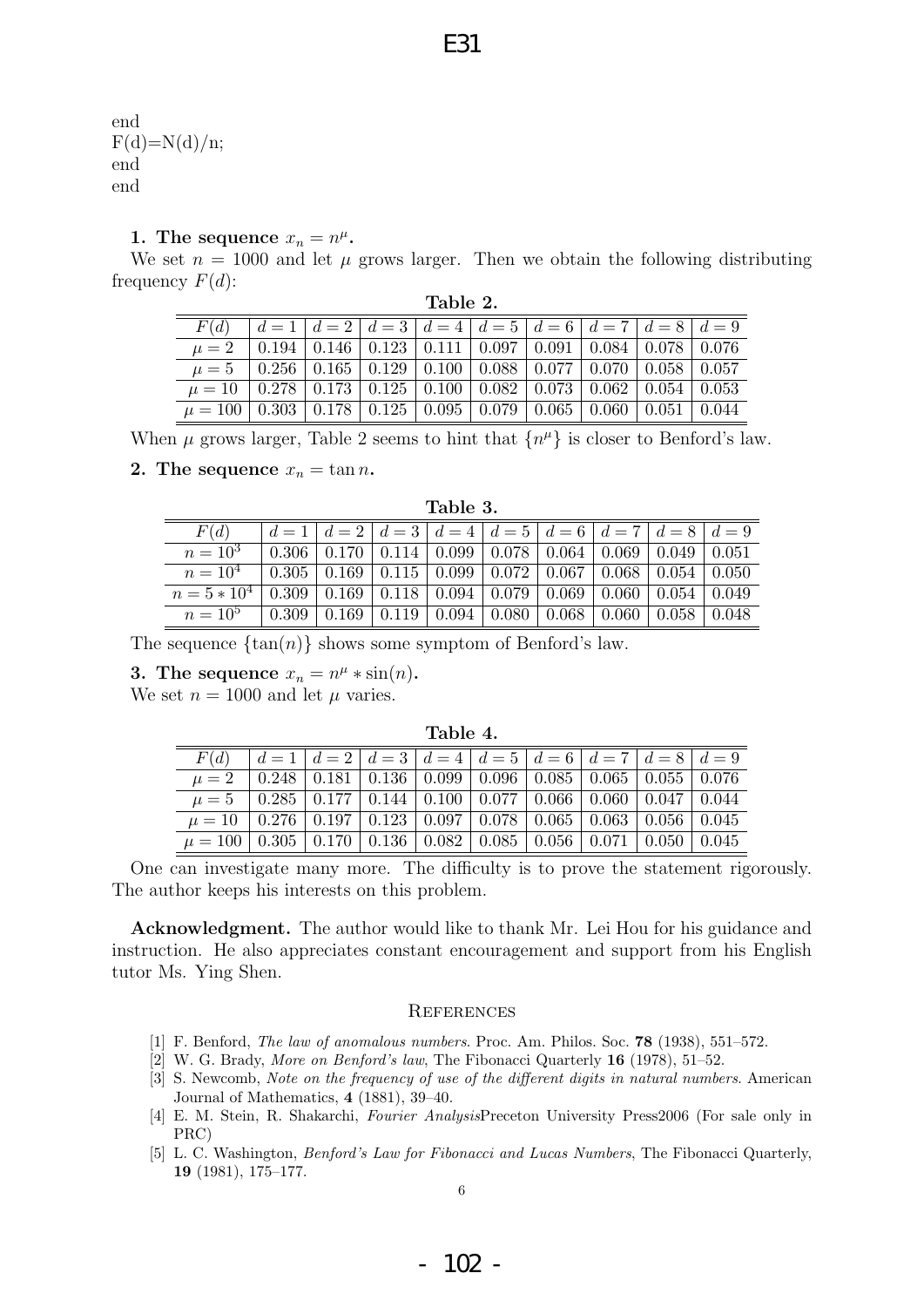```
end
F(d)=N(d)/n;
end
end
```

**1. The sequence $x_n = n^\mu$.**

We set $n = 1000$ and let $\mu$ grows larger. Then we obtain the following distributing frequency $F(d)$:

**Table 2.**

| $F(d)$ | $d=1$ | $d=2$ | $d=3$ | $d=4$ | $d=5$ | $d=6$ | $d=7$ | $d=8$ | $d=9$ |
|---|---|---|---|---|---|---|---|---|---|
| $\mu=2$ | 0.194 | 0.146 | 0.123 | 0.111 | 0.097 | 0.091 | 0.084 | 0.078 | 0.076 |
| $\mu=5$ | 0.256 | 0.165 | 0.129 | 0.100 | 0.088 | 0.077 | 0.070 | 0.058 | 0.057 |
| $\mu=10$ | 0.278 | 0.173 | 0.125 | 0.100 | 0.082 | 0.073 | 0.062 | 0.054 | 0.053 |
| $\mu=100$ | 0.303 | 0.178 | 0.125 | 0.095 | 0.079 | 0.065 | 0.060 | 0.051 | 0.044 |

When $\mu$ grows larger, Table 2 seems to hint that $\{n^\mu\}$ is closer to Benford's law.

**2. The sequence $x_n = \tan n$.**

**Table 3.**

| $F(d)$ | $d=1$ | $d=2$ | $d=3$ | $d=4$ | $d=5$ | $d=6$ | $d=7$ | $d=8$ | $d=9$ |
|---|---|---|---|---|---|---|---|---|---|
| $n=10^3$ | 0.306 | 0.170 | 0.114 | 0.099 | 0.078 | 0.064 | 0.069 | 0.049 | 0.051 |
| $n=10^4$ | 0.305 | 0.169 | 0.115 | 0.099 | 0.072 | 0.067 | 0.068 | 0.054 | 0.050 |
| $n=5*10^4$ | 0.309 | 0.169 | 0.118 | 0.094 | 0.079 | 0.069 | 0.060 | 0.054 | 0.049 |
| $n=10^5$ | 0.309 | 0.169 | 0.119 | 0.094 | 0.080 | 0.068 | 0.060 | 0.058 | 0.048 |

The sequence $\{\tan(n)\}$ shows some symptom of Benford's law.

**3. The sequence $x_n = n^\mu * \sin(n)$.**

We set $n = 1000$ and let $\mu$ varies.

**Table 4.**

| $F(d)$ | $d=1$ | $d=2$ | $d=3$ | $d=4$ | $d=5$ | $d=6$ | $d=7$ | $d=8$ | $d=9$ |
|---|---|---|---|---|---|---|---|---|---|
| $\mu=2$ | 0.248 | 0.181 | 0.136 | 0.099 | 0.096 | 0.085 | 0.065 | 0.055 | 0.076 |
| $\mu=5$ | 0.285 | 0.177 | 0.144 | 0.100 | 0.077 | 0.066 | 0.060 | 0.047 | 0.044 |
| $\mu=10$ | 0.276 | 0.197 | 0.123 | 0.097 | 0.078 | 0.065 | 0.063 | 0.056 | 0.045 |
| $\mu=100$ | 0.305 | 0.170 | 0.136 | 0.082 | 0.085 | 0.056 | 0.071 | 0.050 | 0.045 |

One can investigate many more. The difficulty is to prove the statement rigorously. The author keeps his interests on this problem.

**Acknowledgment.** The author would like to thank Mr. Lei Hou for his guidance and instruction. He also appreciates constant encouragement and support from his English tutor Ms. Ying Shen.

## References

[1] F. Benford, *The law of anomalous numbers*. Proc. Am. Philos. Soc. **78** (1938), 551–572.

[2] W. G. Brady, *More on Benford's law*, The Fibonacci Quarterly **16** (1978), 51–52.

[3] S. Newcomb, *Note on the frequency of use of the different digits in natural numbers*. American Journal of Mathematics, **4** (1881), 39–40.

[4] E. M. Stein, R. Shakarchi, *Fourier Analysis*Preceton University Press2006 (For sale only in PRC)

[5] L. C. Washington, *Benford's Law for Fibonacci and Lucas Numbers*, The Fibonacci Quarterly, **19** (1981), 175–177.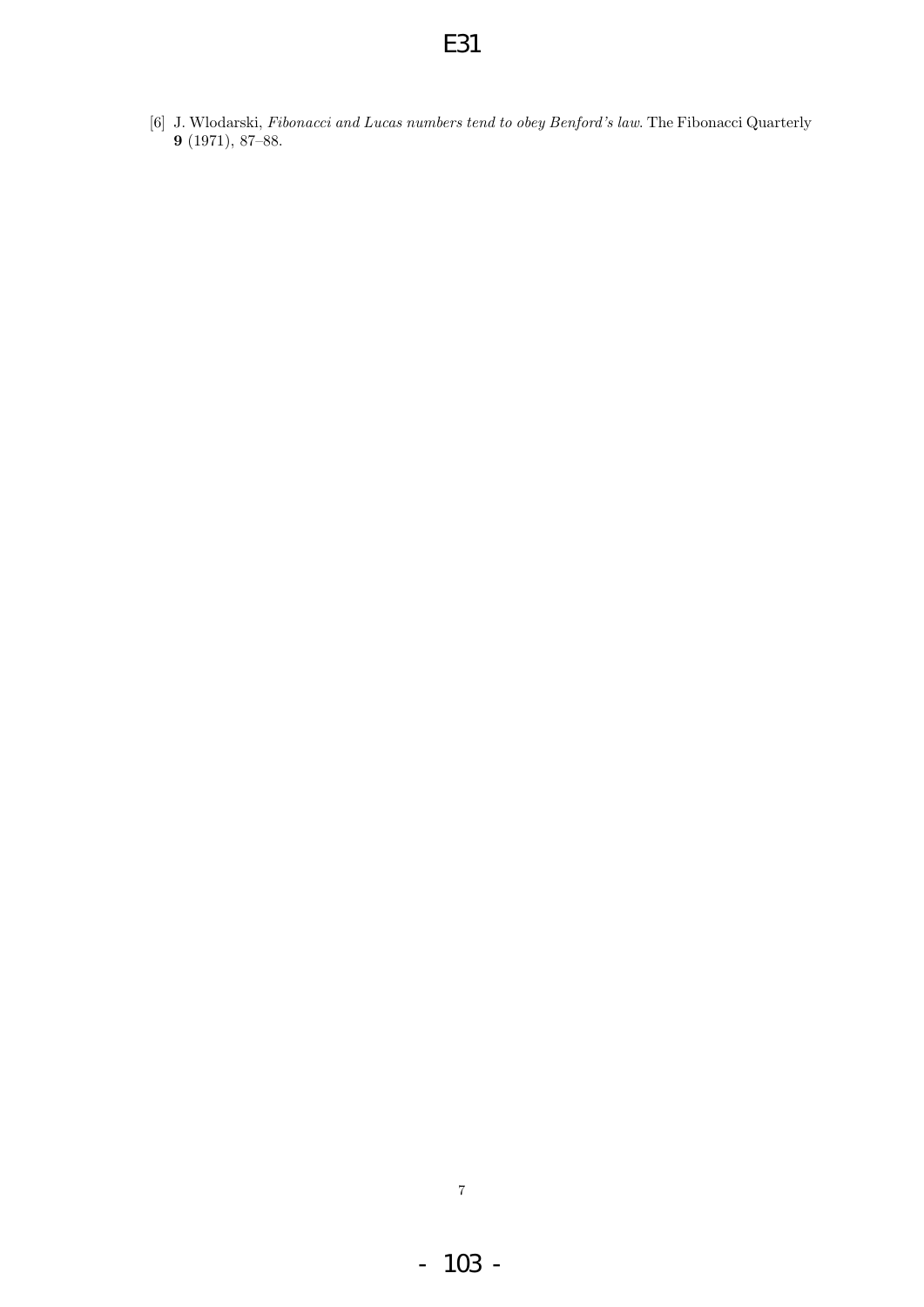[6] J. Wlodarski, *Fibonacci and Lucas numbers tend to obey Benford's law.* The Fibonacci Quarterly **9** (1971), 87–88.